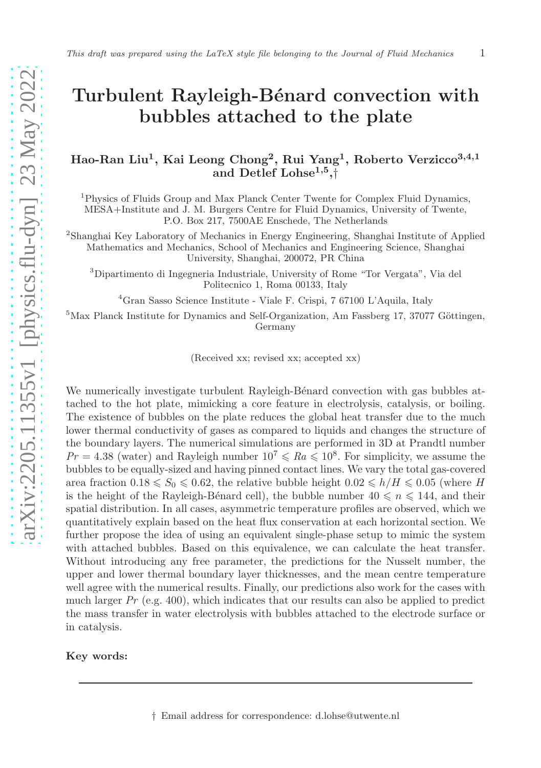# Turbulent Rayleigh-Bénard convection with bubbles attached to the plate

**Hao-Ran Liu[1], Kai Leong Chong[2], Rui Yang[1], Roberto Verzicco[3,4,1] and Detlef Lohse[1,5,†]**

[1]Physics of Fluids Group and Max Planck Center Twente for Complex Fluid Dynamics, MESA+Institute and J. M. Burgers Centre for Fluid Dynamics, University of Twente, P.O. Box 217, 7500AE Enschede, The Netherlands

[2]Shanghai Key Laboratory of Mechanics in Energy Engineering, Shanghai Institute of Applied Mathematics and Mechanics, School of Mechanics and Engineering Science, Shanghai University, Shanghai, 200072, PR China

[3]Dipartimento di Ingegneria Industriale, University of Rome "Tor Vergata", Via del Politecnico 1, Roma 00133, Italy

[4]Gran Sasso Science Institute - Viale F. Crispi, 7 67100 L'Aquila, Italy

[5]Max Planck Institute for Dynamics and Self-Organization, Am Fassberg 17, 37077 Göttingen, Germany

(Received xx; revised xx; accepted xx)

We numerically investigate turbulent Rayleigh-Bénard convection with gas bubbles attached to the hot plate, mimicking a core feature in electrolysis, catalysis, or boiling. The existence of bubbles on the plate reduces the global heat transfer due to the much lower thermal conductivity of gases as compared to liquids and changes the structure of the boundary layers. The numerical simulations are performed in 3D at Prandtl number $Pr = 4.38$ (water) and Rayleigh number $10^7 \leqslant Ra \leqslant 10^8$. For simplicity, we assume the bubbles to be equally-sized and having pinned contact lines. We vary the total gas-covered area fraction $0.18 \leqslant S_0 \leqslant 0.62$, the relative bubble height $0.02 \leqslant h/H \leqslant 0.05$ (where $H$ is the height of the Rayleigh-Bénard cell), the bubble number $40 \leqslant n \leqslant 144$, and their spatial distribution. In all cases, asymmetric temperature profiles are observed, which we quantitatively explain based on the heat flux conservation at each horizontal section. We further propose the idea of using an equivalent single-phase setup to mimic the system with attached bubbles. Based on this equivalence, we can calculate the heat transfer. Without introducing any free parameter, the predictions for the Nusselt number, the upper and lower thermal boundary layer thicknesses, and the mean centre temperature well agree with the numerical results. Finally, our predictions also work for the cases with much larger $Pr$ (e.g. 400), which indicates that our results can also be applied to predict the mass transfer in water electrolysis with bubbles attached to the electrode surface or in catalysis.

**Key words:**

† Email address for correspondence: d.lohse@utwente.nl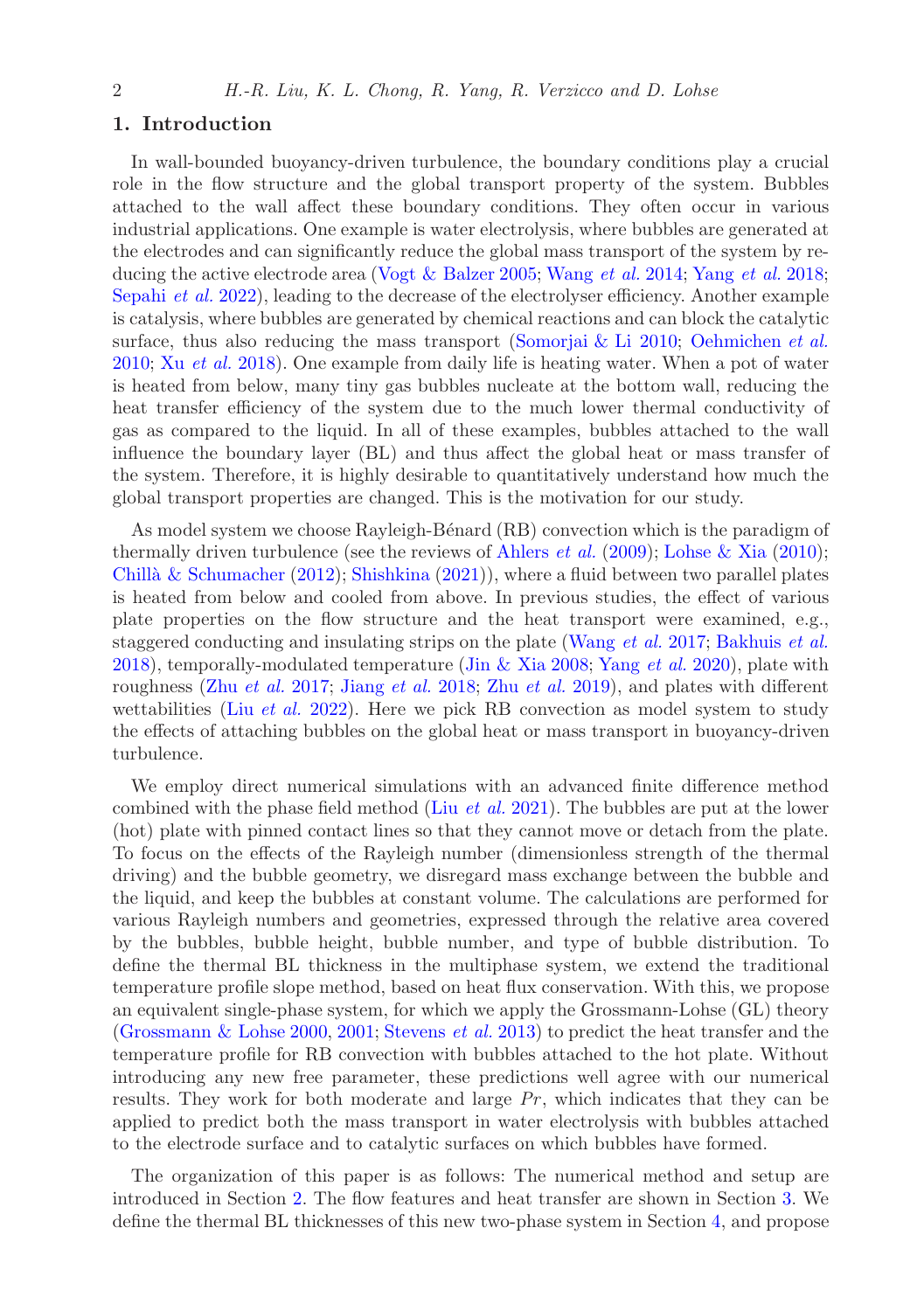## 1. Introduction

In wall-bounded buoyancy-driven turbulence, the boundary conditions play a crucial role in the flow structure and the global transport property of the system. Bubbles attached to the wall affect these boundary conditions. They often occur in various industrial applications. One example is water electrolysis, where bubbles are generated at the electrodes and can significantly reduce the global mass transport of the system by reducing the active electrode area (Vogt & Balzer 2005; Wang *et al.* 2014; Yang *et al.* 2018; Sepahi *et al.* 2022), leading to the decrease of the electrolyser efficiency. Another example is catalysis, where bubbles are generated by chemical reactions and can block the catalytic surface, thus also reducing the mass transport (Somorjai & Li 2010; Oehmichen *et al.* 2010; Xu *et al.* 2018). One example from daily life is heating water. When a pot of water is heated from below, many tiny gas bubbles nucleate at the bottom wall, reducing the heat transfer efficiency of the system due to the much lower thermal conductivity of gas as compared to the liquid. In all of these examples, bubbles attached to the wall influence the boundary layer (BL) and thus affect the global heat or mass transfer of the system. Therefore, it is highly desirable to quantitatively understand how much the global transport properties are changed. This is the motivation for our study.

As model system we choose Rayleigh-Bénard (RB) convection which is the paradigm of thermally driven turbulence (see the reviews of Ahlers *et al.* (2009); Lohse & Xia (2010); Chillà & Schumacher (2012); Shishkina (2021)), where a fluid between two parallel plates is heated from below and cooled from above. In previous studies, the effect of various plate properties on the flow structure and the heat transport were examined, e.g., staggered conducting and insulating strips on the plate (Wang *et al.* 2017; Bakhuis *et al.* 2018), temporally-modulated temperature (Jin & Xia 2008; Yang *et al.* 2020), plate with roughness (Zhu *et al.* 2017; Jiang *et al.* 2018; Zhu *et al.* 2019), and plates with different wettabilities (Liu *et al.* 2022). Here we pick RB convection as model system to study the effects of attaching bubbles on the global heat or mass transport in buoyancy-driven turbulence.

We employ direct numerical simulations with an advanced finite difference method combined with the phase field method (Liu *et al.* 2021). The bubbles are put at the lower (hot) plate with pinned contact lines so that they cannot move or detach from the plate. To focus on the effects of the Rayleigh number (dimensionless strength of the thermal driving) and the bubble geometry, we disregard mass exchange between the bubble and the liquid, and keep the bubbles at constant volume. The calculations are performed for various Rayleigh numbers and geometries, expressed through the relative area covered by the bubbles, bubble height, bubble number, and type of bubble distribution. To define the thermal BL thickness in the multiphase system, we extend the traditional temperature profile slope method, based on heat flux conservation. With this, we propose an equivalent single-phase system, for which we apply the Grossmann-Lohse (GL) theory (Grossmann & Lohse 2000, 2001; Stevens *et al.* 2013) to predict the heat transfer and the temperature profile for RB convection with bubbles attached to the hot plate. Without introducing any new free parameter, these predictions well agree with our numerical results. They work for both moderate and large $Pr$, which indicates that they can be applied to predict both the mass transport in water electrolysis with bubbles attached to the electrode surface and to catalytic surfaces on which bubbles have formed.

The organization of this paper is as follows: The numerical method and setup are introduced in Section 2. The flow features and heat transfer are shown in Section 3. We define the thermal BL thicknesses of this new two-phase system in Section 4, and propose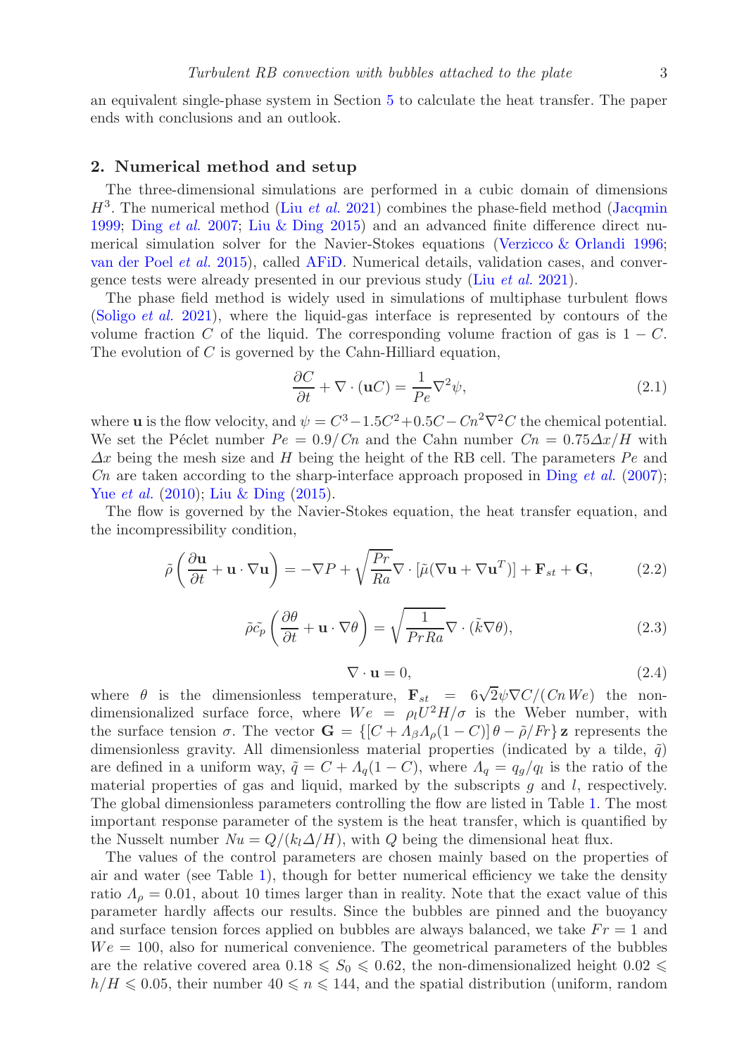an equivalent single-phase system in Section 5 to calculate the heat transfer. The paper ends with conclusions and an outlook.

## 2. Numerical method and setup

The three-dimensional simulations are performed in a cubic domain of dimensions $H^3$. The numerical method (Liu *et al.* 2021) combines the phase-field method (Jacqmin 1999; Ding *et al.* 2007; Liu & Ding 2015) and an advanced finite difference direct numerical simulation solver for the Navier-Stokes equations (Verzicco & Orlandi 1996; van der Poel *et al.* 2015), called AFiD. Numerical details, validation cases, and convergence tests were already presented in our previous study (Liu *et al.* 2021).

The phase field method is widely used in simulations of multiphase turbulent flows (Soligo *et al.* 2021), where the liquid-gas interface is represented by contours of the volume fraction $C$ of the liquid. The corresponding volume fraction of gas is $1 - C$. The evolution of $C$ is governed by the Cahn-Hilliard equation,

$$\frac{\partial C}{\partial t} + \nabla \cdot (\mathbf{u}C) = \frac{1}{Pe}\nabla^2 \psi, \tag{2.1}$$

where $\mathbf{u}$ is the flow velocity, and $\psi = C^3 - 1.5C^2 + 0.5C - Cn^2\nabla^2 C$ the chemical potential. We set the Péclet number $Pe = 0.9/Cn$ and the Cahn number $Cn = 0.75\Delta x/H$ with $\Delta x$ being the mesh size and $H$ being the height of the RB cell. The parameters $Pe$ and $Cn$ are taken according to the sharp-interface approach proposed in Ding *et al.* (2007); Yue *et al.* (2010); Liu & Ding (2015).

The flow is governed by the Navier-Stokes equation, the heat transfer equation, and the incompressibility condition,

$$\tilde{\rho}\left(\frac{\partial \mathbf{u}}{\partial t} + \mathbf{u} \cdot \nabla \mathbf{u}\right) = -\nabla P + \sqrt{\frac{Pr}{Ra}}\nabla \cdot [\tilde{\mu}(\nabla \mathbf{u} + \nabla \mathbf{u}^T)] + \mathbf{F}_{st} + \mathbf{G}, \tag{2.2}$$

$$\tilde{\rho}\tilde{c_p}\left(\frac{\partial \theta}{\partial t} + \mathbf{u} \cdot \nabla \theta\right) = \sqrt{\frac{1}{Pr\,Ra}}\nabla \cdot (\tilde{k}\nabla \theta), \tag{2.3}$$

$$\nabla \cdot \mathbf{u} = 0, \tag{2.4}$$

where $\theta$ is the dimensionless temperature, $\mathbf{F}_{st} = 6\sqrt{2}\psi\nabla C/(Cn\,We)$ the non-dimensionalized surface force, where $We = \rho_l U^2 H/\sigma$ is the Weber number, with the surface tension $\sigma$. The vector $\mathbf{G} = \{[C + \Lambda_\beta \Lambda_\rho (1 - C)]\,\theta - \tilde{\rho}/Fr\}\,\mathbf{z}$ represents the dimensionless gravity. All dimensionless material properties (indicated by a tilde, $\tilde{q}$) are defined in a uniform way, $\tilde{q} = C + \Lambda_q(1 - C)$, where $\Lambda_q = q_g/q_l$ is the ratio of the material properties of gas and liquid, marked by the subscripts $g$ and $l$, respectively. The global dimensionless parameters controlling the flow are listed in Table 1. The most important response parameter of the system is the heat transfer, which is quantified by the Nusselt number $Nu = Q/(k_l \Delta/H)$, with $Q$ being the dimensional heat flux.

The values of the control parameters are chosen mainly based on the properties of air and water (see Table 1), though for better numerical efficiency we take the density ratio $\Lambda_\rho = 0.01$, about 10 times larger than in reality. Note that the exact value of this parameter hardly affects our results. Since the bubbles are pinned and the buoyancy and surface tension forces applied on bubbles are always balanced, we take $Fr = 1$ and $We = 100$, also for numerical convenience. The geometrical parameters of the bubbles are the relative covered area $0.18 \leqslant S_0 \leqslant 0.62$, the non-dimensionalized height $0.02 \leqslant h/H \leqslant 0.05$, their number $40 \leqslant n \leqslant 144$, and the spatial distribution (uniform, random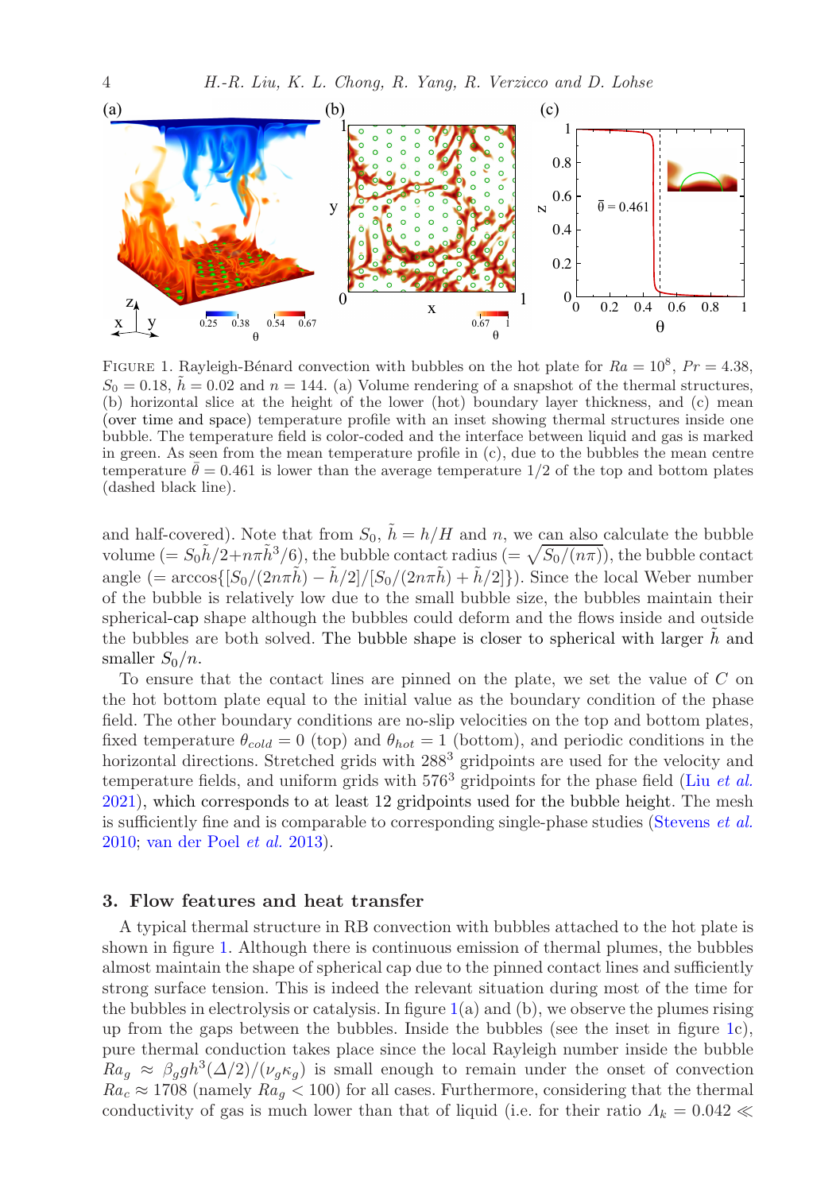FIGURE 1. Rayleigh-Bénard convection with bubbles on the hot plate for $Ra = 10^8$, $Pr = 4.38$, $S_0 = 0.18$, $\tilde{h} = 0.02$ and $n = 144$. (a) Volume rendering of a snapshot of the thermal structures, (b) horizontal slice at the height of the lower (hot) boundary layer thickness, and (c) mean (over time and space) temperature profile with an inset showing thermal structures inside one bubble. The temperature field is color-coded and the interface between liquid and gas is marked in green. As seen from the mean temperature profile in (c), due to the bubbles the mean centre temperature $\bar{\theta} = 0.461$ is lower than the average temperature 1/2 of the top and bottom plates (dashed black line).

and half-covered). Note that from $S_0$, $\tilde{h} = h/H$ and $n$, we can also calculate the bubble volume ($= S_0\tilde{h}/2 + n\pi\tilde{h}^3/6$), the bubble contact radius ($= \sqrt{S_0/(n\pi)}$), the bubble contact angle ($= \arccos\{[S_0/(2n\pi\tilde{h}) - \tilde{h}/2]/[S_0/(2n\pi\tilde{h}) + \tilde{h}/2]\}$). Since the local Weber number of the bubble is relatively low due to the small bubble size, the bubbles maintain their spherical-cap shape although the bubbles could deform and the flows inside and outside the bubbles are both solved. The bubble shape is closer to spherical with larger $\tilde{h}$ and smaller $S_0/n$.

To ensure that the contact lines are pinned on the plate, we set the value of $C$ on the hot bottom plate equal to the initial value as the boundary condition of the phase field. The other boundary conditions are no-slip velocities on the top and bottom plates, fixed temperature $\theta_{cold} = 0$ (top) and $\theta_{hot} = 1$ (bottom), and periodic conditions in the horizontal directions. Stretched grids with $288^3$ gridpoints are used for the velocity and temperature fields, and uniform grids with $576^3$ gridpoints for the phase field (Liu *et al.* 2021), which corresponds to at least 12 gridpoints used for the bubble height. The mesh is sufficiently fine and is comparable to corresponding single-phase studies (Stevens *et al.* 2010; van der Poel *et al.* 2013).

## 3. Flow features and heat transfer

A typical thermal structure in RB convection with bubbles attached to the hot plate is shown in figure 1. Although there is continuous emission of thermal plumes, the bubbles almost maintain the shape of spherical cap due to the pinned contact lines and sufficiently strong surface tension. This is indeed the relevant situation during most of the time for the bubbles in electrolysis or catalysis. In figure 1(a) and (b), we observe the plumes rising up from the gaps between the bubbles. Inside the bubbles (see the inset in figure 1c), pure thermal conduction takes place since the local Rayleigh number inside the bubble $Ra_g \approx \beta_g g h^3(\Delta/2)/(\nu_g\kappa_g)$ is small enough to remain under the onset of convection $Ra_c \approx 1708$ (namely $Ra_g < 100$) for all cases. Furthermore, considering that the thermal conductivity of gas is much lower than that of liquid (i.e. for their ratio $\Lambda_k = 0.042 \ll$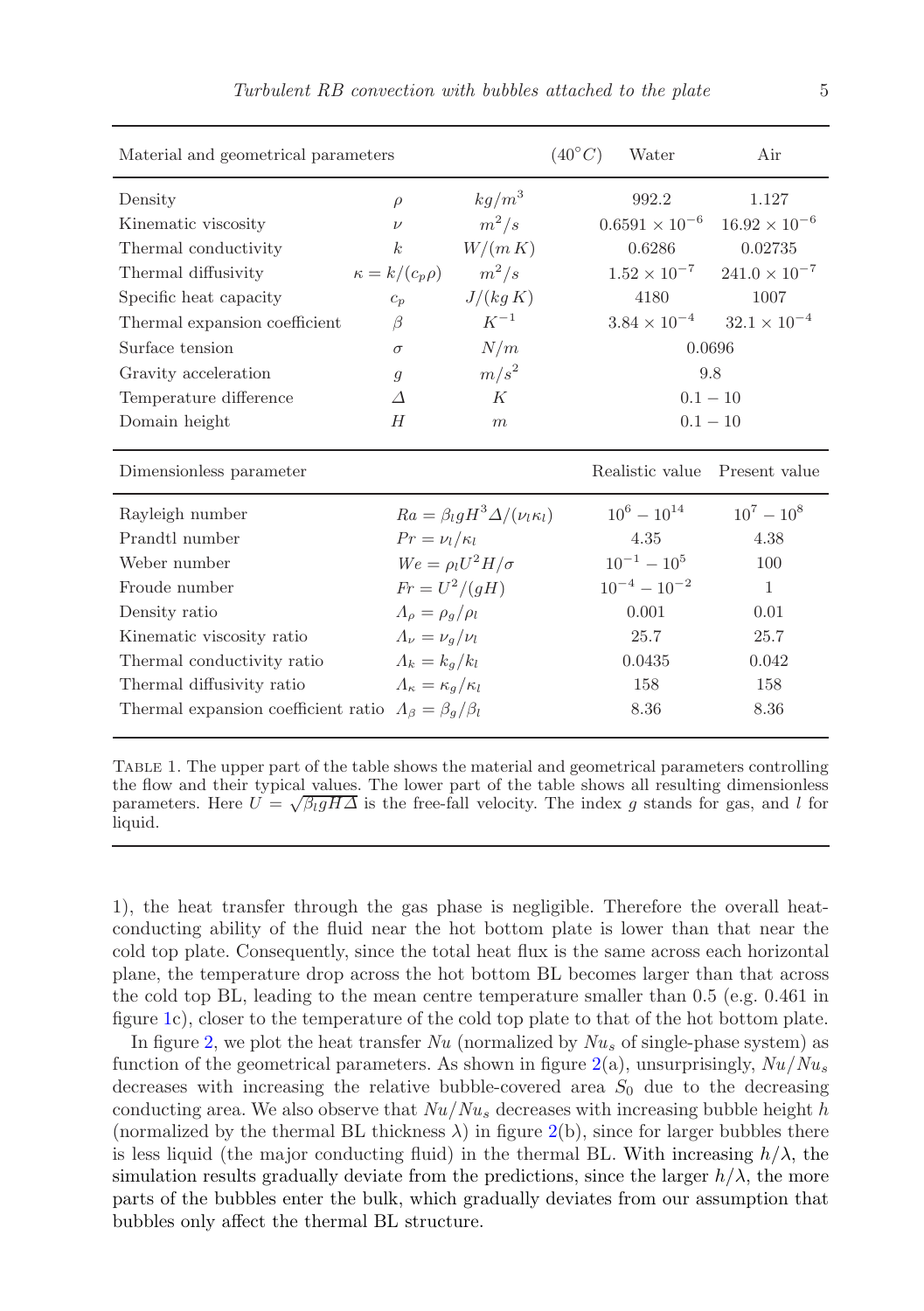| Material and geometrical parameters | | | $(40^{\circ}C)$ Water | Air |
|---|---|---|---|---|
| Density | $\rho$ | $kg/m^3$ | 992.2 | 1.127 |
| Kinematic viscosity | $\nu$ | $m^2/s$ | $0.6591 \times 10^{-6}$ | $16.92 \times 10^{-6}$ |
| Thermal conductivity | $k$ | $W/(m\,K)$ | 0.6286 | 0.02735 |
| Thermal diffusivity | $\kappa = k/(c_p \rho)$ | $m^2/s$ | $1.52 \times 10^{-7}$ | $241.0 \times 10^{-7}$ |
| Specific heat capacity | $c_p$ | $J/(kg\,K)$ | 4180 | 1007 |
| Thermal expansion coefficient | $\beta$ | $K^{-1}$ | $3.84 \times 10^{-4}$ | $32.1 \times 10^{-4}$ |
| Surface tension | $\sigma$ | $N/m$ | 0.0696 | |
| Gravity acceleration | $g$ | $m/s^2$ | 9.8 | |
| Temperature difference | $\Delta$ | $K$ | $0.1 - 10$ | |
| Domain height | $H$ | $m$ | $0.1 - 10$ | |

| Dimensionless parameter | | Realistic value | Present value |
|---|---|---|---|
| Rayleigh number | $Ra = \beta_l g H^3 \Delta/(\nu_l \kappa_l)$ | $10^6 - 10^{14}$ | $10^7 - 10^8$ |
| Prandtl number | $Pr = \nu_l/\kappa_l$ | 4.35 | 4.38 |
| Weber number | $We = \rho_l U^2 H/\sigma$ | $10^{-1} - 10^5$ | 100 |
| Froude number | $Fr = U^2/(gH)$ | $10^{-4} - 10^{-2}$ | 1 |
| Density ratio | $\Lambda_\rho = \rho_g/\rho_l$ | 0.001 | 0.01 |
| Kinematic viscosity ratio | $\Lambda_\nu = \nu_g/\nu_l$ | 25.7 | 25.7 |
| Thermal conductivity ratio | $\Lambda_k = k_g/k_l$ | 0.0435 | 0.042 |
| Thermal diffusivity ratio | $\Lambda_\kappa = \kappa_g/\kappa_l$ | 158 | 158 |
| Thermal expansion coefficient ratio | $\Lambda_\beta = \beta_g/\beta_l$ | 8.36 | 8.36 |

TABLE 1. The upper part of the table shows the material and geometrical parameters controlling the flow and their typical values. The lower part of the table shows all resulting dimensionless parameters. Here $U = \sqrt{\beta_l g H \Delta}$ is the free-fall velocity. The index $g$ stands for gas, and $l$ for liquid.

1), the heat transfer through the gas phase is negligible. Therefore the overall heat-conducting ability of the fluid near the hot bottom plate is lower than that near the cold top plate. Consequently, since the total heat flux is the same across each horizontal plane, the temperature drop across the hot bottom BL becomes larger than that across the cold top BL, leading to the mean centre temperature smaller than 0.5 (e.g. 0.461 in figure 1c), closer to the temperature of the cold top plate to that of the hot bottom plate.

In figure 2, we plot the heat transfer $Nu$ (normalized by $Nu_s$ of single-phase system) as function of the geometrical parameters. As shown in figure 2(a), unsurprisingly, $Nu/Nu_s$ decreases with increasing the relative bubble-covered area $S_0$ due to the decreasing conducting area. We also observe that $Nu/Nu_s$ decreases with increasing bubble height $h$ (normalized by the thermal BL thickness $\lambda$) in figure 2(b), since for larger bubbles there is less liquid (the major conducting fluid) in the thermal BL. With increasing $h/\lambda$, the simulation results gradually deviate from the predictions, since the larger $h/\lambda$, the more parts of the bubbles enter the bulk, which gradually deviates from our assumption that bubbles only affect the thermal BL structure.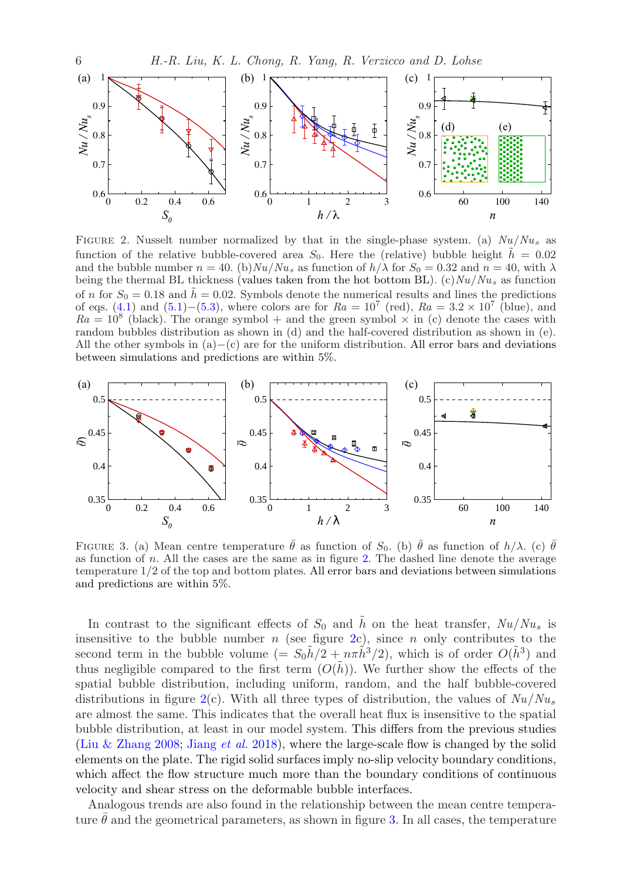FIGURE 2. Nusselt number normalized by that in the single-phase system. (a) $Nu/Nu_s$ as function of the relative bubble-covered area $S_0$. Here the (relative) bubble height $\tilde{h} = 0.02$ and the bubble number $n = 40$. (b) $Nu/Nu_s$ as function of $h/\lambda$ for $S_0 = 0.32$ and $n = 40$, with $\lambda$ being the thermal BL thickness (values taken from the hot bottom BL). (c) $Nu/Nu_s$ as function of $n$ for $S_0 = 0.18$ and $\tilde{h} = 0.02$. Symbols denote the numerical results and lines the predictions of eqs. (4.1) and (5.1)−(5.3), where colors are for $Ra = 10^7$ (red), $Ra = 3.2 \times 10^7$ (blue), and $Ra = 10^8$ (black). The orange symbol + and the green symbol × in (c) denote the cases with random bubbles distribution as shown in (d) and the half-covered distribution as shown in (e). All the other symbols in (a)−(c) are for the uniform distribution. All error bars and deviations between simulations and predictions are within 5%.

FIGURE 3. (a) Mean centre temperature $\bar{\theta}$ as function of $S_0$. (b) $\bar{\theta}$ as function of $h/\lambda$. (c) $\bar{\theta}$ as function of $n$. All the cases are the same as in figure 2. The dashed line denote the average temperature 1/2 of the top and bottom plates. All error bars and deviations between simulations and predictions are within 5%.

In contrast to the significant effects of $S_0$ and $\tilde{h}$ on the heat transfer, $Nu/Nu_s$ is insensitive to the bubble number $n$ (see figure 2c), since $n$ only contributes to the second term in the bubble volume ($= S_0\tilde{h}/2 + n\pi\tilde{h}^3/2$), which is of order $O(\tilde{h}^3)$ and thus negligible compared to the first term ($O(\tilde{h})$). We further show the effects of the spatial bubble distribution, including uniform, random, and the half bubble-covered distributions in figure 2(c). With all three types of distribution, the values of $Nu/Nu_s$ are almost the same. This indicates that the overall heat flux is insensitive to the spatial bubble distribution, at least in our model system. This differs from the previous studies (Liu & Zhang 2008; Jiang *et al.* 2018), where the large-scale flow is changed by the solid elements on the plate. The rigid solid surfaces imply no-slip velocity boundary conditions, which affect the flow structure much more than the boundary conditions of continuous velocity and shear stress on the deformable bubble interfaces.

Analogous trends are also found in the relationship between the mean centre temperature $\bar{\theta}$ and the geometrical parameters, as shown in figure 3. In all cases, the temperature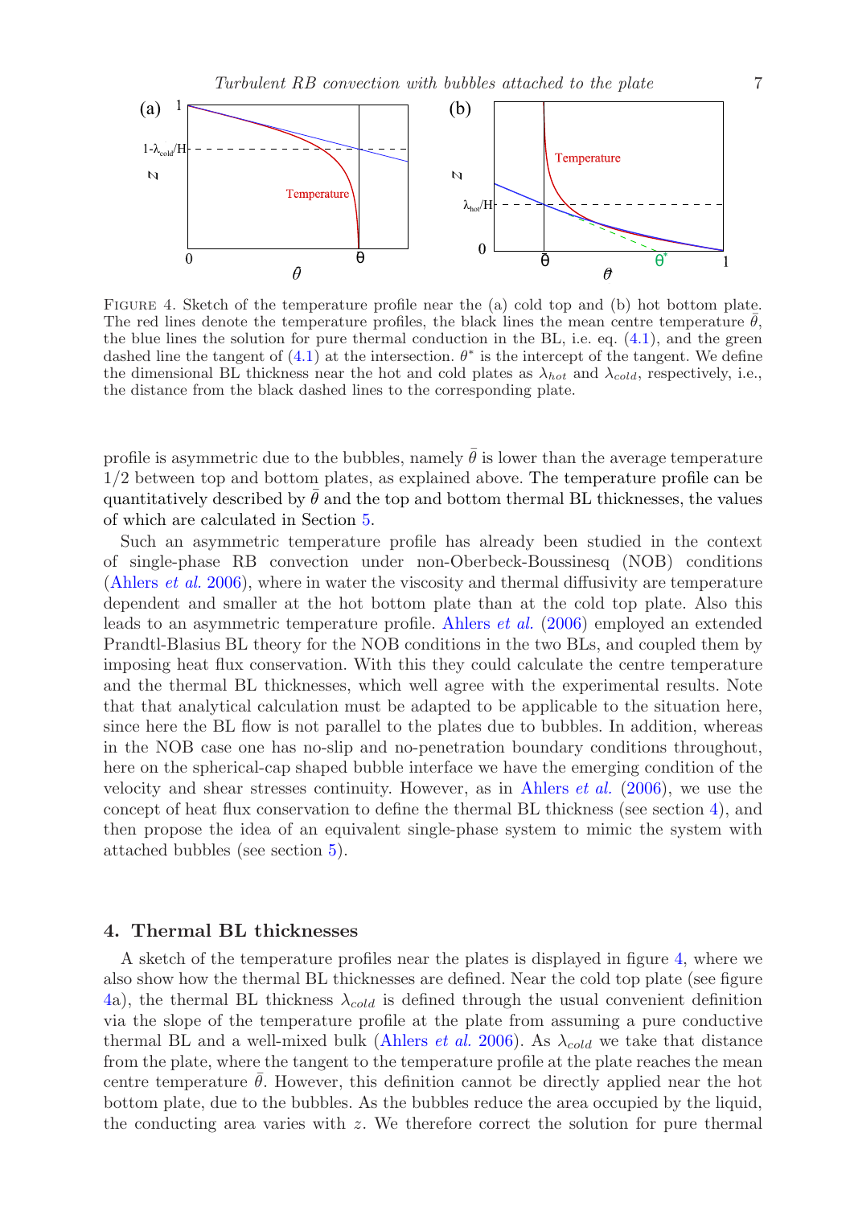FIGURE 4. Sketch of the temperature profile near the (a) cold top and (b) hot bottom plate. The red lines denote the temperature profiles, the black lines the mean centre temperature $\bar{\theta}$, the blue lines the solution for pure thermal conduction in the BL, i.e. eq. (4.1), and the green dashed line the tangent of (4.1) at the intersection. $\theta^*$ is the intercept of the tangent. We define the dimensional BL thickness near the hot and cold plates as $\lambda_{hot}$ and $\lambda_{cold}$, respectively, i.e., the distance from the black dashed lines to the corresponding plate.

profile is asymmetric due to the bubbles, namely $\bar{\theta}$ is lower than the average temperature 1/2 between top and bottom plates, as explained above. The temperature profile can be quantitatively described by $\bar{\theta}$ and the top and bottom thermal BL thicknesses, the values of which are calculated in Section 5.

Such an asymmetric temperature profile has already been studied in the context of single-phase RB convection under non-Oberbeck-Boussinesq (NOB) conditions (Ahlers *et al.* 2006), where in water the viscosity and thermal diffusivity are temperature dependent and smaller at the hot bottom plate than at the cold top plate. Also this leads to an asymmetric temperature profile. Ahlers *et al.* (2006) employed an extended Prandtl-Blasius BL theory for the NOB conditions in the two BLs, and coupled them by imposing heat flux conservation. With this they could calculate the centre temperature and the thermal BL thicknesses, which well agree with the experimental results. Note that that analytical calculation must be adapted to be applicable to the situation here, since here the BL flow is not parallel to the plates due to bubbles. In addition, whereas in the NOB case one has no-slip and no-penetration boundary conditions throughout, here on the spherical-cap shaped bubble interface we have the emerging condition of the velocity and shear stresses continuity. However, as in Ahlers *et al.* (2006), we use the concept of heat flux conservation to define the thermal BL thickness (see section 4), and then propose the idea of an equivalent single-phase system to mimic the system with attached bubbles (see section 5).

## 4. Thermal BL thicknesses

A sketch of the temperature profiles near the plates is displayed in figure 4, where we also show how the thermal BL thicknesses are defined. Near the cold top plate (see figure 4a), the thermal BL thickness $\lambda_{cold}$ is defined through the usual convenient definition via the slope of the temperature profile at the plate from assuming a pure conductive thermal BL and a well-mixed bulk (Ahlers *et al.* 2006). As $\lambda_{cold}$ we take that distance from the plate, where the tangent to the temperature profile at the plate reaches the mean centre temperature $\bar{\theta}$. However, this definition cannot be directly applied near the hot bottom plate, due to the bubbles. As the bubbles reduce the area occupied by the liquid, the conducting area varies with $z$. We therefore correct the solution for pure thermal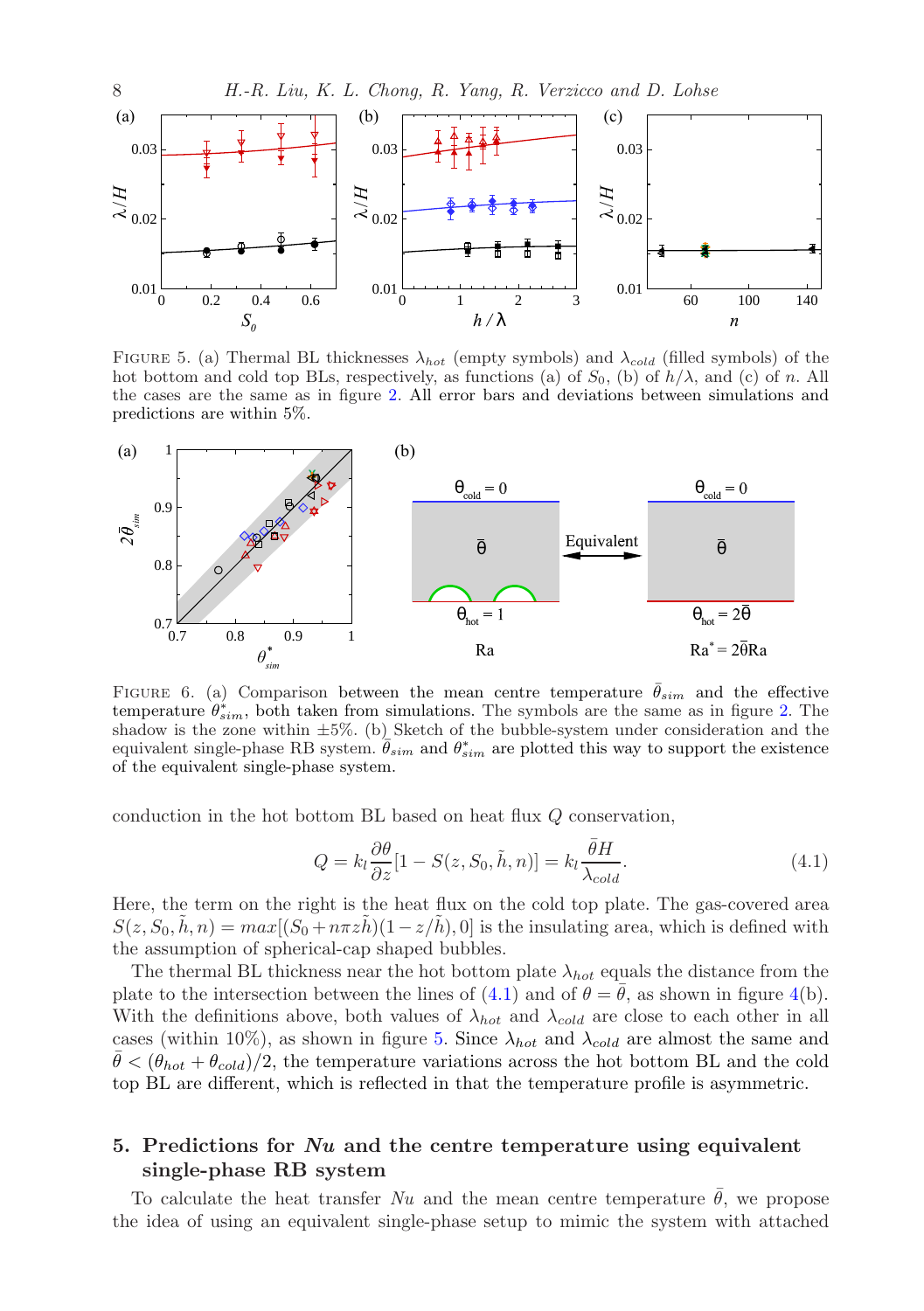FIGURE 5. (a) Thermal BL thicknesses $\lambda_{hot}$ (empty symbols) and $\lambda_{cold}$ (filled symbols) of the hot bottom and cold top BLs, respectively, as functions (a) of $S_0$, (b) of $h/\lambda$, and (c) of $n$. All the cases are the same as in figure 2. All error bars and deviations between simulations and predictions are within 5%.

FIGURE 6. (a) Comparison between the mean centre temperature $\bar{\theta}_{sim}$ and the effective temperature $\theta^*_{sim}$, both taken from simulations. The symbols are the same as in figure 2. The shadow is the zone within ±5%. (b) Sketch of the bubble-system under consideration and the equivalent single-phase RB system. $\bar{\theta}_{sim}$ and $\theta^*_{sim}$ are plotted this way to support the existence of the equivalent single-phase system.

conduction in the hot bottom BL based on heat flux $Q$ conservation,

$$Q = k_l \frac{\partial \theta}{\partial z}[1 - S(z, S_0, \tilde{h}, n)] = k_l \frac{\bar{\theta} H}{\lambda_{cold}}. \tag{4.1}$$

Here, the term on the right is the heat flux on the cold top plate. The gas-covered area $S(z, S_0, \tilde{h}, n) = max[(S_0 + n\pi z\tilde{h})(1 - z/\tilde{h}), 0]$ is the insulating area, which is defined with the assumption of spherical-cap shaped bubbles.

The thermal BL thickness near the hot bottom plate $\lambda_{hot}$ equals the distance from the plate to the intersection between the lines of (4.1) and of $\theta = \bar{\theta}$, as shown in figure 4(b). With the definitions above, both values of $\lambda_{hot}$ and $\lambda_{cold}$ are close to each other in all cases (within 10%), as shown in figure 5. Since $\lambda_{hot}$ and $\lambda_{cold}$ are almost the same and $\bar{\theta} < (\theta_{hot} + \theta_{cold})/2$, the temperature variations across the hot bottom BL and the cold top BL are different, which is reflected in that the temperature profile is asymmetric.

## 5. Predictions for *Nu* and the centre temperature using equivalent single-phase RB system

To calculate the heat transfer $Nu$ and the mean centre temperature $\bar{\theta}$, we propose the idea of using an equivalent single-phase setup to mimic the system with attached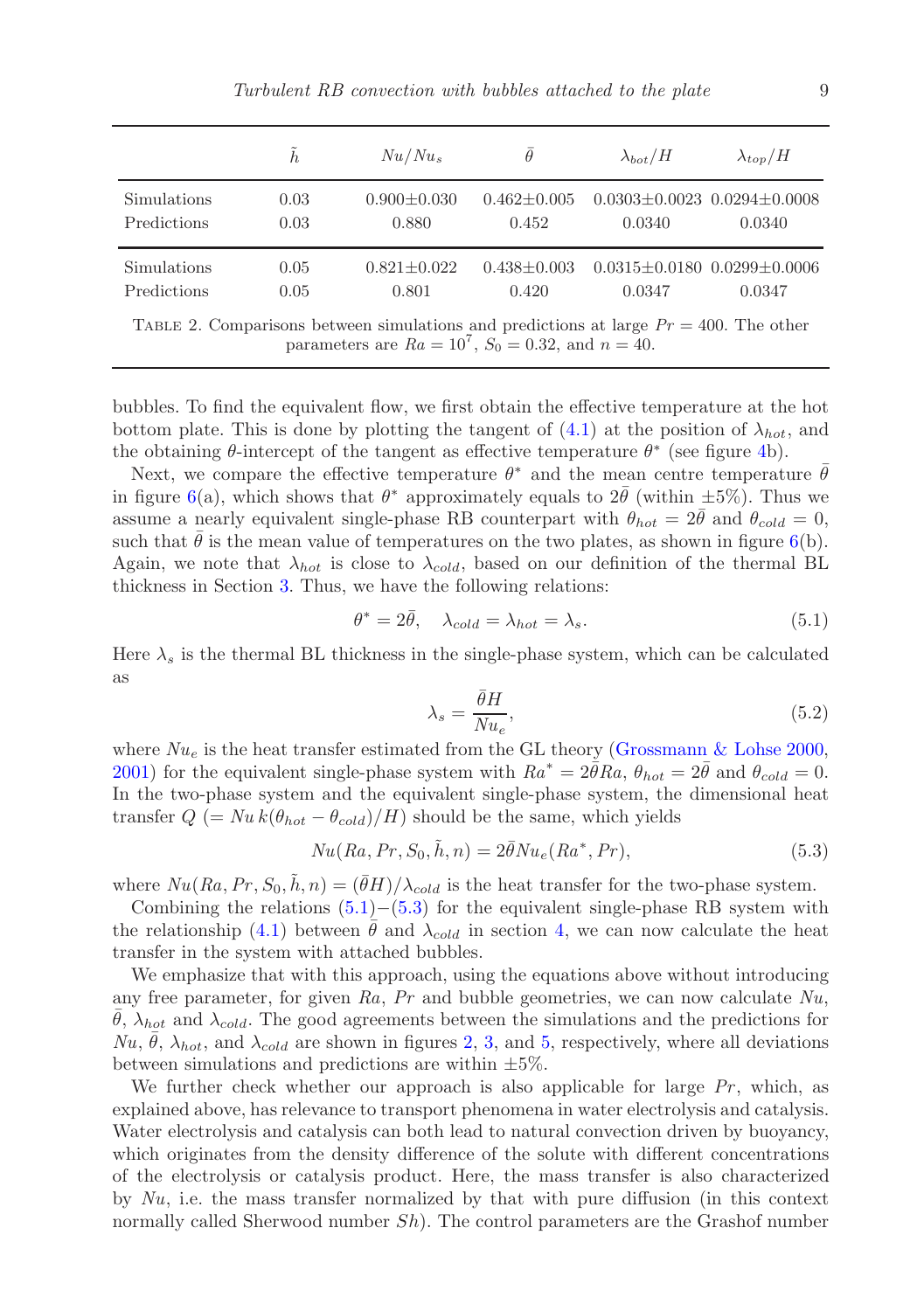| | $\tilde{h}$ | $Nu/Nu_s$ | $\bar{\theta}$ | $\lambda_{bot}/H$ | $\lambda_{top}/H$ |
|---|---|---|---|---|---|
| Simulations | 0.03 | 0.900±0.030 | 0.462±0.005 | 0.0303±0.0023 | 0.0294±0.0008 |
| Predictions | 0.03 | 0.880 | 0.452 | 0.0340 | 0.0340 |
| Simulations | 0.05 | 0.821±0.022 | 0.438±0.003 | 0.0315±0.0180 | 0.0299±0.0006 |
| Predictions | 0.05 | 0.801 | 0.420 | 0.0347 | 0.0347 |

TABLE 2. Comparisons between simulations and predictions at large $Pr = 400$. The other parameters are $Ra = 10^7$, $S_0 = 0.32$, and $n = 40$.

bubbles. To find the equivalent flow, we first obtain the effective temperature at the hot bottom plate. This is done by plotting the tangent of (4.1) at the position of $\lambda_{hot}$, and the obtaining $\theta$-intercept of the tangent as effective temperature $\theta^*$ (see figure 4b).

Next, we compare the effective temperature $\theta^*$ and the mean centre temperature $\bar{\theta}$ in figure 6(a), which shows that $\theta^*$ approximately equals to $2\bar{\theta}$ (within ±5%). Thus we assume a nearly equivalent single-phase RB counterpart with $\theta_{hot} = 2\bar{\theta}$ and $\theta_{cold} = 0$, such that $\bar{\theta}$ is the mean value of temperatures on the two plates, as shown in figure 6(b). Again, we note that $\lambda_{hot}$ is close to $\lambda_{cold}$, based on our definition of the thermal BL thickness in Section 3. Thus, we have the following relations:

$$\theta^* = 2\bar{\theta}, \quad \lambda_{cold} = \lambda_{hot} = \lambda_s. \tag{5.1}$$

Here $\lambda_s$ is the thermal BL thickness in the single-phase system, which can be calculated as

$$\lambda_s = \frac{\bar{\theta}H}{Nu_e}, \tag{5.2}$$

where $Nu_e$ is the heat transfer estimated from the GL theory (Grossmann & Lohse 2000, 2001) for the equivalent single-phase system with $Ra^* = 2\bar{\theta}Ra$, $\theta_{hot} = 2\bar{\theta}$ and $\theta_{cold} = 0$. In the two-phase system and the equivalent single-phase system, the dimensional heat transfer $Q$ $(= Nu\, k(\theta_{hot} - \theta_{cold})/H)$ should be the same, which yields

$$Nu(Ra, Pr, S_0, \tilde{h}, n) = 2\bar{\theta}Nu_e(Ra^*, Pr), \tag{5.3}$$

where $Nu(Ra, Pr, S_0, \tilde{h}, n) = (\bar{\theta}H)/\lambda_{cold}$ is the heat transfer for the two-phase system.

Combining the relations (5.1)−(5.3) for the equivalent single-phase RB system with the relationship (4.1) between $\bar{\theta}$ and $\lambda_{cold}$ in section 4, we can now calculate the heat transfer in the system with attached bubbles.

We emphasize that with this approach, using the equations above without introducing any free parameter, for given $Ra$, $Pr$ and bubble geometries, we can now calculate $Nu$, $\bar{\theta}$, $\lambda_{hot}$ and $\lambda_{cold}$. The good agreements between the simulations and the predictions for $Nu$, $\bar{\theta}$, $\lambda_{hot}$, and $\lambda_{cold}$ are shown in figures 2, 3, and 5, respectively, where all deviations between simulations and predictions are within ±5%.

We further check whether our approach is also applicable for large $Pr$, which, as explained above, has relevance to transport phenomena in water electrolysis and catalysis. Water electrolysis and catalysis can both lead to natural convection driven by buoyancy, which originates from the density difference of the solute with different concentrations of the electrolysis or catalysis product. Here, the mass transfer is also characterized by $Nu$, i.e. the mass transfer normalized by that with pure diffusion (in this context normally called Sherwood number $Sh$). The control parameters are the Grashof number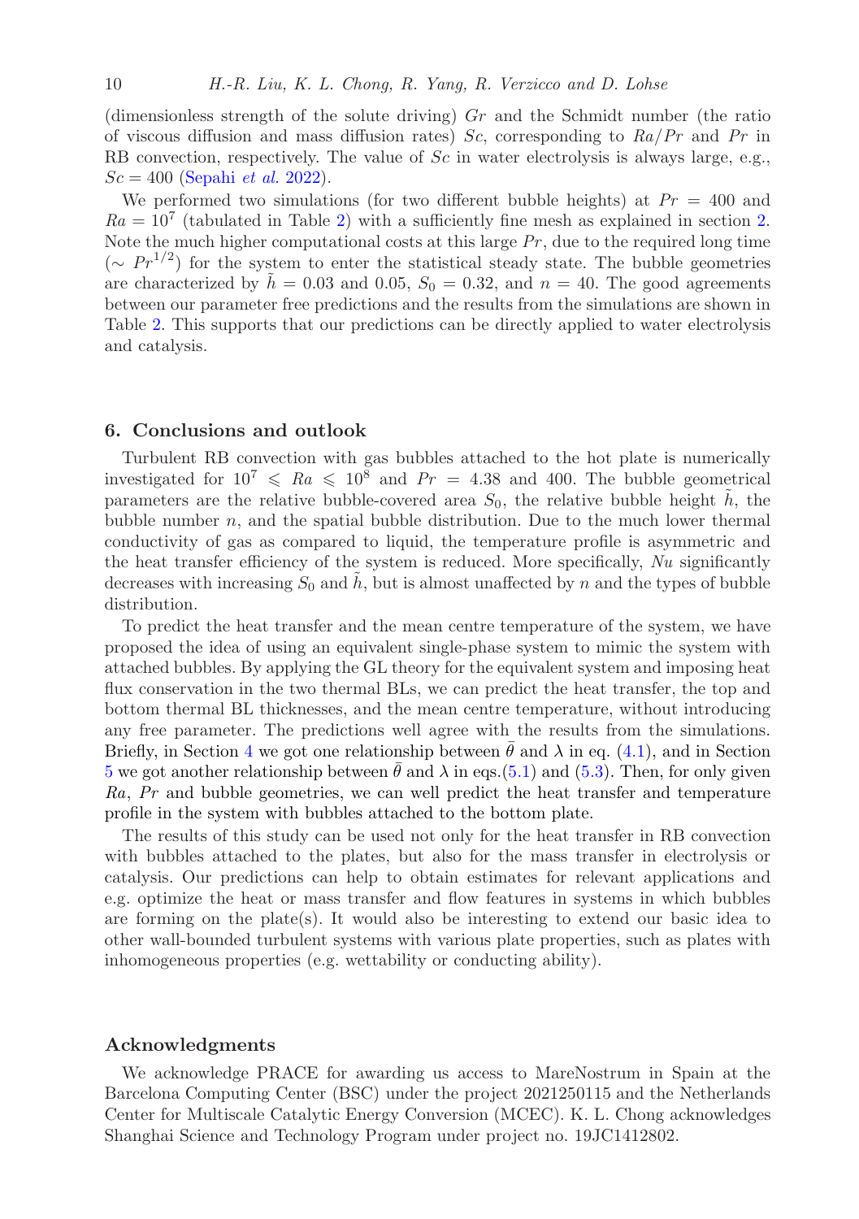(dimensionless strength of the solute driving) $Gr$ and the Schmidt number (the ratio of viscous diffusion and mass diffusion rates) $Sc$, corresponding to $Ra/Pr$ and $Pr$ in RB convection, respectively. The value of $Sc$ in water electrolysis is always large, e.g., $Sc = 400$ (Sepahi *et al.* 2022).

We performed two simulations (for two different bubble heights) at $Pr = 400$ and $Ra = 10^7$ (tabulated in Table 2) with a sufficiently fine mesh as explained in section 2. Note the much higher computational costs at this large $Pr$, due to the required long time ($\sim Pr^{1/2}$) for the system to enter the statistical steady state. The bubble geometries are characterized by $\tilde{h} = 0.03$ and 0.05, $S_0 = 0.32$, and $n = 40$. The good agreements between our parameter free predictions and the results from the simulations are shown in Table 2. This supports that our predictions can be directly applied to water electrolysis and catalysis.

## 6. Conclusions and outlook

Turbulent RB convection with gas bubbles attached to the hot plate is numerically investigated for $10^7 \leqslant Ra \leqslant 10^8$ and $Pr = 4.38$ and 400. The bubble geometrical parameters are the relative bubble-covered area $S_0$, the relative bubble height $\tilde{h}$, the bubble number $n$, and the spatial bubble distribution. Due to the much lower thermal conductivity of gas as compared to liquid, the temperature profile is asymmetric and the heat transfer efficiency of the system is reduced. More specifically, $Nu$ significantly decreases with increasing $S_0$ and $\tilde{h}$, but is almost unaffected by $n$ and the types of bubble distribution.

To predict the heat transfer and the mean centre temperature of the system, we have proposed the idea of using an equivalent single-phase system to mimic the system with attached bubbles. By applying the GL theory for the equivalent system and imposing heat flux conservation in the two thermal BLs, we can predict the heat transfer, the top and bottom thermal BL thicknesses, and the mean centre temperature, without introducing any free parameter. The predictions well agree with the results from the simulations. Briefly, in Section 4 we got one relationship between $\bar{\theta}$ and $\lambda$ in eq. (4.1), and in Section 5 we got another relationship between $\bar{\theta}$ and $\lambda$ in eqs.(5.1) and (5.3). Then, for only given $Ra$, $Pr$ and bubble geometries, we can well predict the heat transfer and temperature profile in the system with bubbles attached to the bottom plate.

The results of this study can be used not only for the heat transfer in RB convection with bubbles attached to the plates, but also for the mass transfer in electrolysis or catalysis. Our predictions can help to obtain estimates for relevant applications and e.g. optimize the heat or mass transfer and flow features in systems in which bubbles are forming on the plate(s). It would also be interesting to extend our basic idea to other wall-bounded turbulent systems with various plate properties, such as plates with inhomogeneous properties (e.g. wettability or conducting ability).

## Acknowledgments

We acknowledge PRACE for awarding us access to MareNostrum in Spain at the Barcelona Computing Center (BSC) under the project 2021250115 and the Netherlands Center for Multiscale Catalytic Energy Conversion (MCEC). K. L. Chong acknowledges Shanghai Science and Technology Program under project no. 19JC1412802.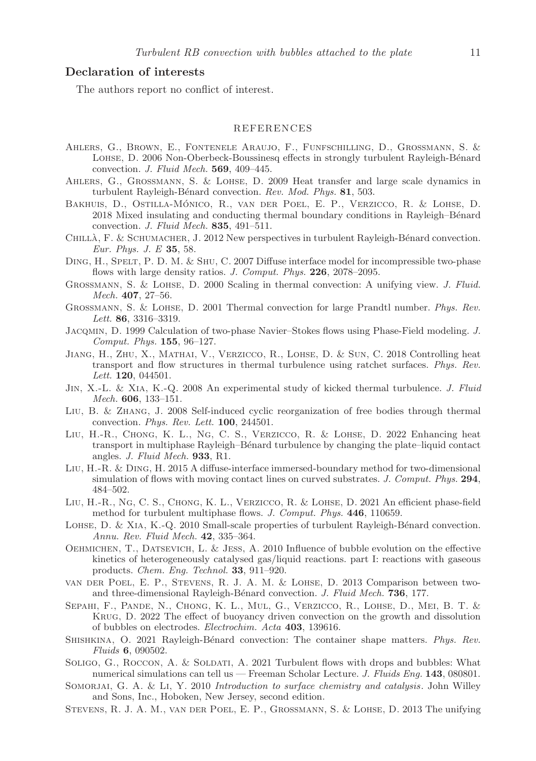## Declaration of interests

The authors report no conflict of interest.

## REFERENCES

Ahlers, G., Brown, E., Fontenele Araujo, F., Funfschilling, D., Grossmann, S. & Lohse, D. 2006 Non-Oberbeck-Boussinesq effects in strongly turbulent Rayleigh-Bénard convection. *J. Fluid Mech.* **569**, 409–445.

Ahlers, G., Grossmann, S. & Lohse, D. 2009 Heat transfer and large scale dynamics in turbulent Rayleigh-Bénard convection. *Rev. Mod. Phys.* **81**, 503.

Bakhuis, D., Ostilla-Mónico, R., van der Poel, E. P., Verzicco, R. & Lohse, D. 2018 Mixed insulating and conducting thermal boundary conditions in Rayleigh–Bénard convection. *J. Fluid Mech.* **835**, 491–511.

Chillà, F. & Schumacher, J. 2012 New perspectives in turbulent Rayleigh-Bénard convection. *Eur. Phys. J. E* **35**, 58.

Ding, H., Spelt, P. D. M. & Shu, C. 2007 Diffuse interface model for incompressible two-phase flows with large density ratios. *J. Comput. Phys.* **226**, 2078–2095.

Grossmann, S. & Lohse, D. 2000 Scaling in thermal convection: A unifying view. *J. Fluid. Mech.* **407**, 27–56.

Grossmann, S. & Lohse, D. 2001 Thermal convection for large Prandtl number. *Phys. Rev. Lett.* **86**, 3316–3319.

Jacqmin, D. 1999 Calculation of two-phase Navier–Stokes flows using Phase-Field modeling. *J. Comput. Phys.* **155**, 96–127.

Jiang, H., Zhu, X., Mathai, V., Verzicco, R., Lohse, D. & Sun, C. 2018 Controlling heat transport and flow structures in thermal turbulence using ratchet surfaces. *Phys. Rev. Lett.* **120**, 044501.

Jin, X.-L. & Xia, K.-Q. 2008 An experimental study of kicked thermal turbulence. *J. Fluid Mech.* **606**, 133–151.

Liu, B. & Zhang, J. 2008 Self-induced cyclic reorganization of free bodies through thermal convection. *Phys. Rev. Lett.* **100**, 244501.

Liu, H.-R., Chong, K. L., Ng, C. S., Verzicco, R. & Lohse, D. 2022 Enhancing heat transport in multiphase Rayleigh–Bénard turbulence by changing the plate–liquid contact angles. *J. Fluid Mech.* **933**, R1.

Liu, H.-R. & Ding, H. 2015 A diffuse-interface immersed-boundary method for two-dimensional simulation of flows with moving contact lines on curved substrates. *J. Comput. Phys.* **294**, 484–502.

Liu, H.-R., Ng, C. S., Chong, K. L., Verzicco, R. & Lohse, D. 2021 An efficient phase-field method for turbulent multiphase flows. *J. Comput. Phys.* **446**, 110659.

Lohse, D. & Xia, K.-Q. 2010 Small-scale properties of turbulent Rayleigh-Bénard convection. *Annu. Rev. Fluid Mech.* **42**, 335–364.

Oehmichen, T., Datsevich, L. & Jess, A. 2010 Influence of bubble evolution on the effective kinetics of heterogeneously catalysed gas/liquid reactions. part I: reactions with gaseous products. *Chem. Eng. Technol.* **33**, 911–920.

van der Poel, E. P., Stevens, R. J. A. M. & Lohse, D. 2013 Comparison between two- and three-dimensional Rayleigh-Bénard convection. *J. Fluid Mech.* **736**, 177.

Sepahi, F., Pande, N., Chong, K. L., Mul, G., Verzicco, R., Lohse, D., Mei, B. T. & Krug, D. 2022 The effect of buoyancy driven convection on the growth and dissolution of bubbles on electrodes. *Electrochim. Acta* **403**, 139616.

Shishkina, O. 2021 Rayleigh-Bénard convection: The container shape matters. *Phys. Rev. Fluids* **6**, 090502.

Soligo, G., Roccon, A. & Soldati, A. 2021 Turbulent flows with drops and bubbles: What numerical simulations can tell us — Freeman Scholar Lecture. *J. Fluids Eng.* **143**, 080801.

Somorjai, G. A. & Li, Y. 2010 *Introduction to surface chemistry and catalysis*. John Willey and Sons, Inc., Hoboken, New Jersey, second edition.

Stevens, R. J. A. M., van der Poel, E. P., Grossmann, S. & Lohse, D. 2013 The unifying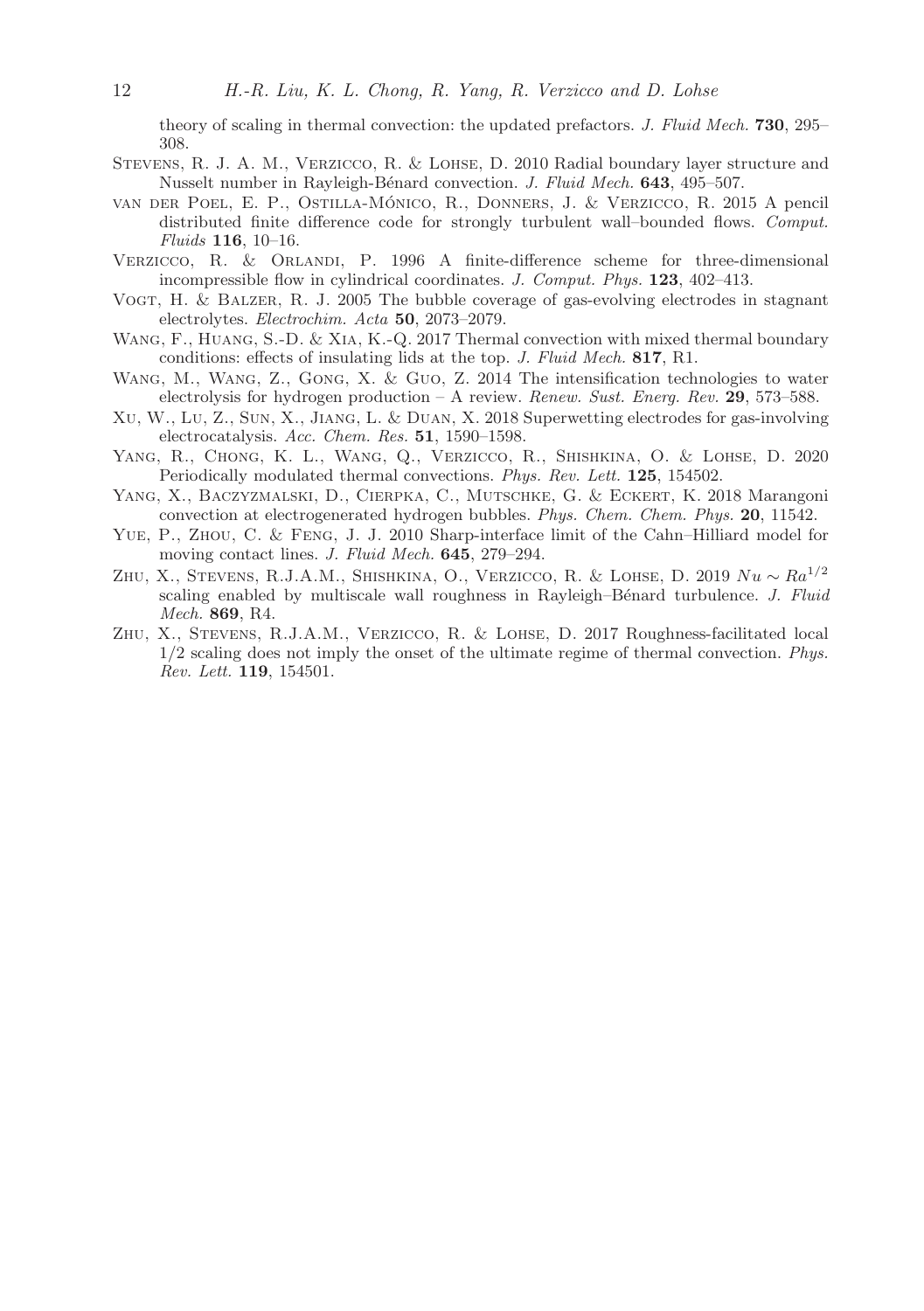theory of scaling in thermal convection: the updated prefactors. *J. Fluid Mech.* **730**, 295–308.

Stevens, R. J. A. M., Verzicco, R. & Lohse, D. 2010 Radial boundary layer structure and Nusselt number in Rayleigh-Bénard convection. *J. Fluid Mech.* **643**, 495–507.

van der Poel, E. P., Ostilla-Mónico, R., Donners, J. & Verzicco, R. 2015 A pencil distributed finite difference code for strongly turbulent wall–bounded flows. *Comput. Fluids* **116**, 10–16.

Verzicco, R. & Orlandi, P. 1996 A finite-difference scheme for three-dimensional incompressible flow in cylindrical coordinates. *J. Comput. Phys.* **123**, 402–413.

Vogt, H. & Balzer, R. J. 2005 The bubble coverage of gas-evolving electrodes in stagnant electrolytes. *Electrochim. Acta* **50**, 2073–2079.

Wang, F., Huang, S.-D. & Xia, K.-Q. 2017 Thermal convection with mixed thermal boundary conditions: effects of insulating lids at the top. *J. Fluid Mech.* **817**, R1.

Wang, M., Wang, Z., Gong, X. & Guo, Z. 2014 The intensification technologies to water electrolysis for hydrogen production – A review. *Renew. Sust. Energ. Rev.* **29**, 573–588.

Xu, W., Lu, Z., Sun, X., Jiang, L. & Duan, X. 2018 Superwetting electrodes for gas-involving electrocatalysis. *Acc. Chem. Res.* **51**, 1590–1598.

Yang, R., Chong, K. L., Wang, Q., Verzicco, R., Shishkina, O. & Lohse, D. 2020 Periodically modulated thermal convections. *Phys. Rev. Lett.* **125**, 154502.

Yang, X., Baczyzmalski, D., Cierpka, C., Mutschke, G. & Eckert, K. 2018 Marangoni convection at electrogenerated hydrogen bubbles. *Phys. Chem. Chem. Phys.* **20**, 11542.

Yue, P., Zhou, C. & Feng, J. J. 2010 Sharp-interface limit of the Cahn–Hilliard model for moving contact lines. *J. Fluid Mech.* **645**, 279–294.

Zhu, X., Stevens, R.J.A.M., Shishkina, O., Verzicco, R. & Lohse, D. 2019 $Nu \sim Ra^{1/2}$ scaling enabled by multiscale wall roughness in Rayleigh–Bénard turbulence. *J. Fluid Mech.* **869**, R4.

Zhu, X., Stevens, R.J.A.M., Verzicco, R. & Lohse, D. 2017 Roughness-facilitated local 1/2 scaling does not imply the onset of the ultimate regime of thermal convection. *Phys. Rev. Lett.* **119**, 154501.